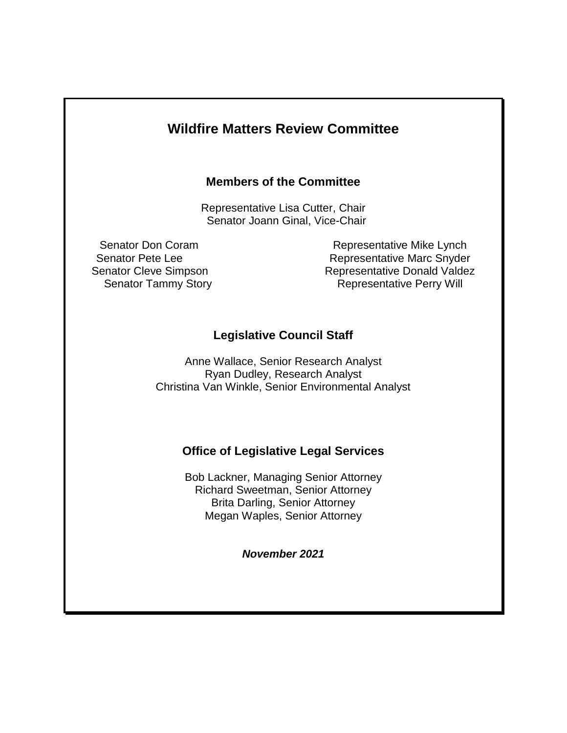# Wildfire Matters Review Committee

## Members of the Committee

Representative Lisa Cutter, Chair
Senator Joann Ginal, Vice-Chair

Senator Don Coram
Senator Pete Lee
Senator Cleve Simpson
Senator Tammy Story

Representative Mike Lynch
Representative Marc Snyder
Representative Donald Valdez
Representative Perry Will

## Legislative Council Staff

Anne Wallace, Senior Research Analyst
Ryan Dudley, Research Analyst
Christina Van Winkle, Senior Environmental Analyst

## Office of Legislative Legal Services

Bob Lackner, Managing Senior Attorney
Richard Sweetman, Senior Attorney
Brita Darling, Senior Attorney
Megan Waples, Senior Attorney

***November 2021***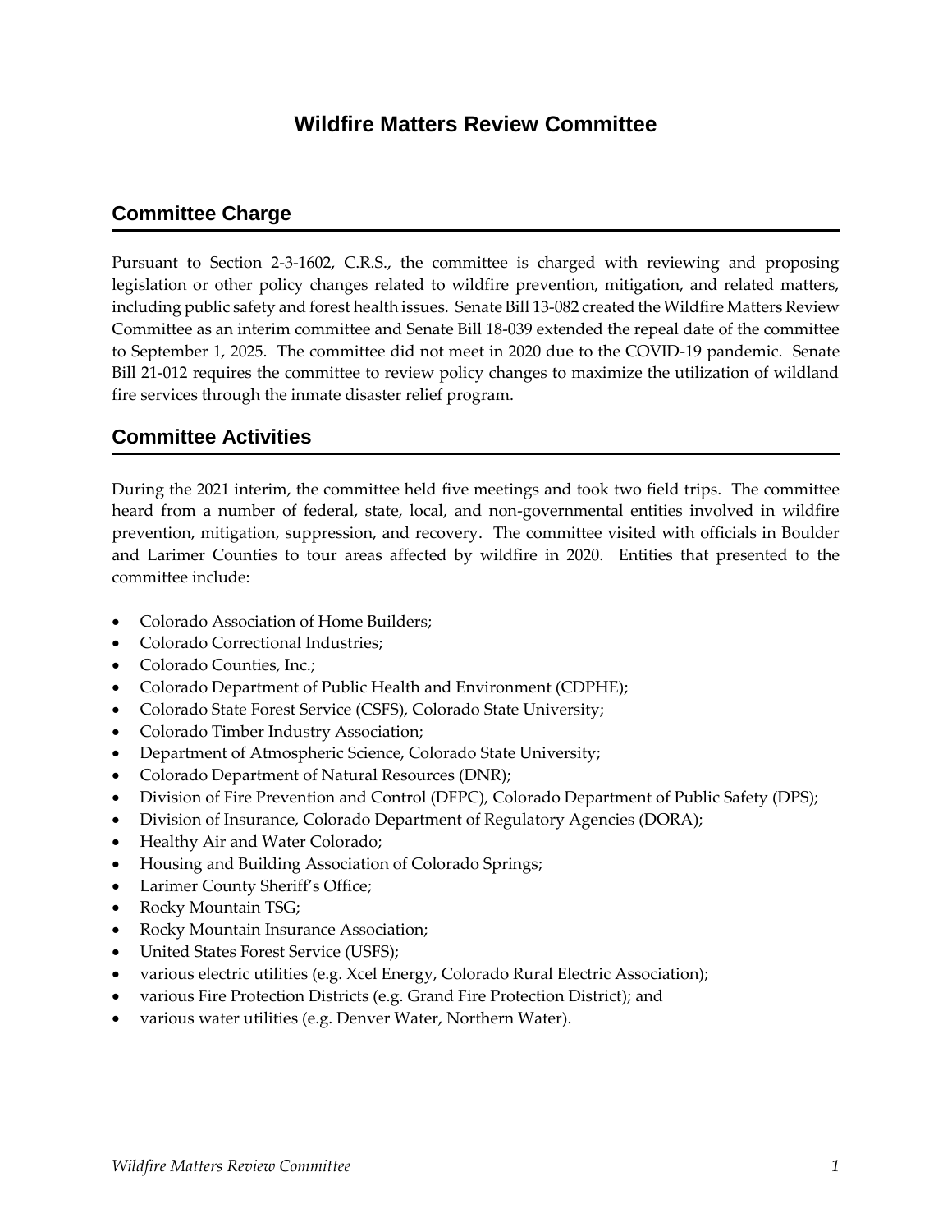# Wildfire Matters Review Committee

## Committee Charge

Pursuant to Section 2-3-1602, C.R.S., the committee is charged with reviewing and proposing legislation or other policy changes related to wildfire prevention, mitigation, and related matters, including public safety and forest health issues. Senate Bill 13-082 created the Wildfire Matters Review Committee as an interim committee and Senate Bill 18-039 extended the repeal date of the committee to September 1, 2025. The committee did not meet in 2020 due to the COVID-19 pandemic. Senate Bill 21-012 requires the committee to review policy changes to maximize the utilization of wildland fire services through the inmate disaster relief program.

## Committee Activities

During the 2021 interim, the committee held five meetings and took two field trips. The committee heard from a number of federal, state, local, and non-governmental entities involved in wildfire prevention, mitigation, suppression, and recovery. The committee visited with officials in Boulder and Larimer Counties to tour areas affected by wildfire in 2020. Entities that presented to the committee include:

- Colorado Association of Home Builders;
- Colorado Correctional Industries;
- Colorado Counties, Inc.;
- Colorado Department of Public Health and Environment (CDPHE);
- Colorado State Forest Service (CSFS), Colorado State University;
- Colorado Timber Industry Association;
- Department of Atmospheric Science, Colorado State University;
- Colorado Department of Natural Resources (DNR);
- Division of Fire Prevention and Control (DFPC), Colorado Department of Public Safety (DPS);
- Division of Insurance, Colorado Department of Regulatory Agencies (DORA);
- Healthy Air and Water Colorado;
- Housing and Building Association of Colorado Springs;
- Larimer County Sheriff's Office;
- Rocky Mountain TSG;
- Rocky Mountain Insurance Association;
- United States Forest Service (USFS);
- various electric utilities (e.g. Xcel Energy, Colorado Rural Electric Association);
- various Fire Protection Districts (e.g. Grand Fire Protection District); and
- various water utilities (e.g. Denver Water, Northern Water).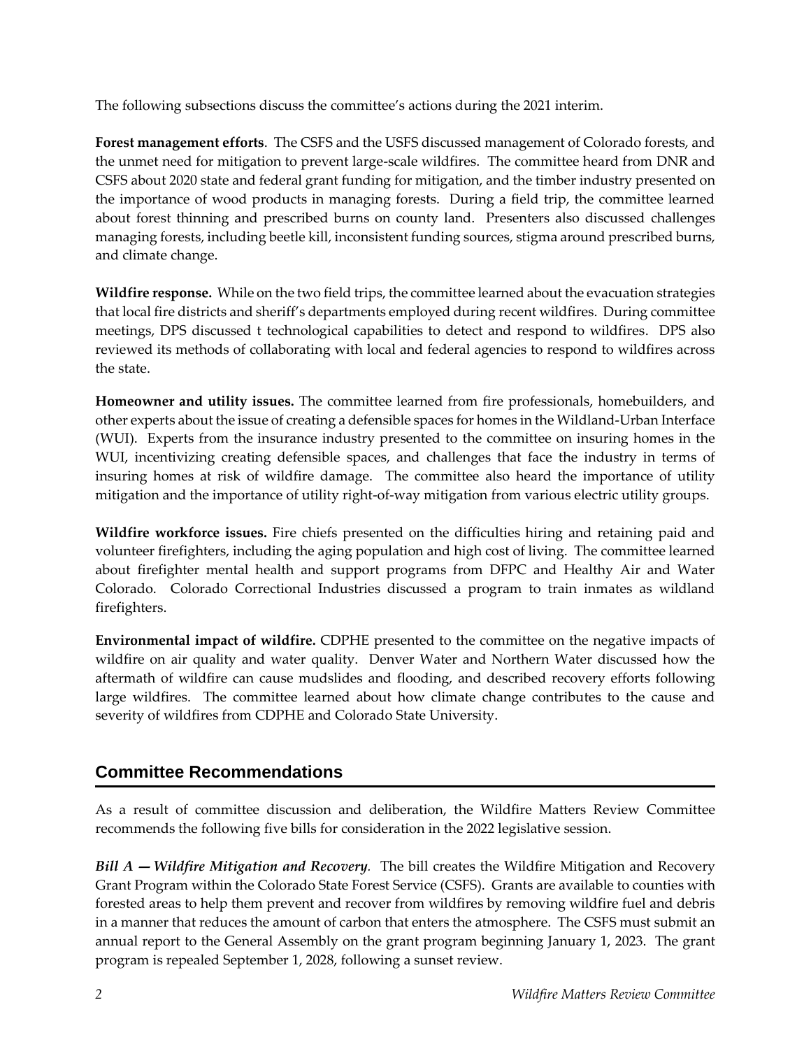The following subsections discuss the committee's actions during the 2021 interim.

**Forest management efforts**. The CSFS and the USFS discussed management of Colorado forests, and the unmet need for mitigation to prevent large-scale wildfires. The committee heard from DNR and CSFS about 2020 state and federal grant funding for mitigation, and the timber industry presented on the importance of wood products in managing forests. During a field trip, the committee learned about forest thinning and prescribed burns on county land. Presenters also discussed challenges managing forests, including beetle kill, inconsistent funding sources, stigma around prescribed burns, and climate change.

**Wildfire response.** While on the two field trips, the committee learned about the evacuation strategies that local fire districts and sheriff's departments employed during recent wildfires. During committee meetings, DPS discussed t technological capabilities to detect and respond to wildfires. DPS also reviewed its methods of collaborating with local and federal agencies to respond to wildfires across the state.

**Homeowner and utility issues.** The committee learned from fire professionals, homebuilders, and other experts about the issue of creating a defensible spaces for homes in the Wildland-Urban Interface (WUI). Experts from the insurance industry presented to the committee on insuring homes in the WUI, incentivizing creating defensible spaces, and challenges that face the industry in terms of insuring homes at risk of wildfire damage. The committee also heard the importance of utility mitigation and the importance of utility right-of-way mitigation from various electric utility groups.

**Wildfire workforce issues.** Fire chiefs presented on the difficulties hiring and retaining paid and volunteer firefighters, including the aging population and high cost of living. The committee learned about firefighter mental health and support programs from DFPC and Healthy Air and Water Colorado. Colorado Correctional Industries discussed a program to train inmates as wildland firefighters.

**Environmental impact of wildfire.** CDPHE presented to the committee on the negative impacts of wildfire on air quality and water quality. Denver Water and Northern Water discussed how the aftermath of wildfire can cause mudslides and flooding, and described recovery efforts following large wildfires. The committee learned about how climate change contributes to the cause and severity of wildfires from CDPHE and Colorado State University.

## Committee Recommendations

As a result of committee discussion and deliberation, the Wildfire Matters Review Committee recommends the following five bills for consideration in the 2022 legislative session.

***Bill A — Wildfire Mitigation and Recovery***. The bill creates the Wildfire Mitigation and Recovery Grant Program within the Colorado State Forest Service (CSFS). Grants are available to counties with forested areas to help them prevent and recover from wildfires by removing wildfire fuel and debris in a manner that reduces the amount of carbon that enters the atmosphere. The CSFS must submit an annual report to the General Assembly on the grant program beginning January 1, 2023. The grant program is repealed September 1, 2028, following a sunset review.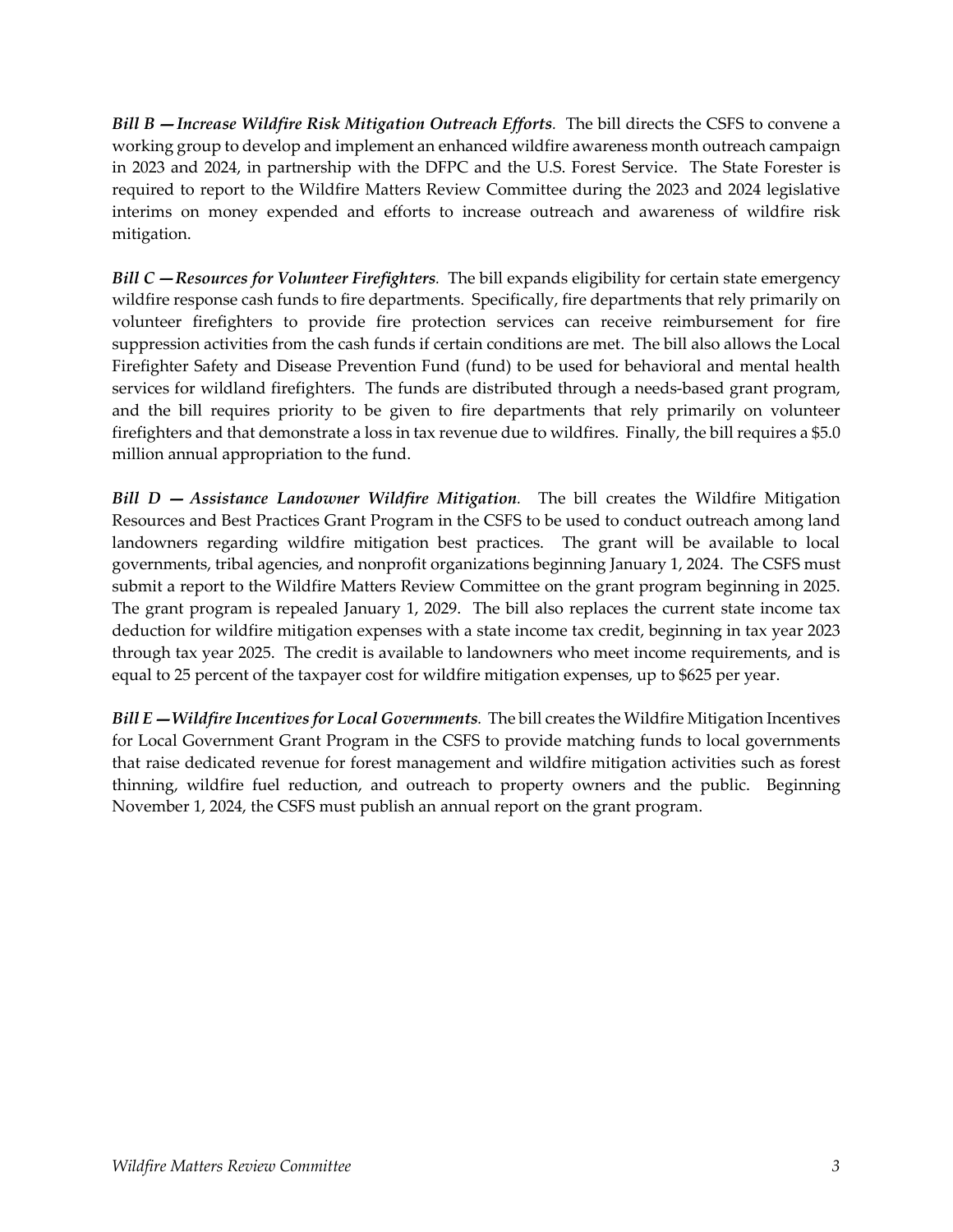***Bill B — Increase Wildfire Risk Mitigation Outreach Efforts**.* The bill directs the CSFS to convene a working group to develop and implement an enhanced wildfire awareness month outreach campaign in 2023 and 2024, in partnership with the DFPC and the U.S. Forest Service. The State Forester is required to report to the Wildfire Matters Review Committee during the 2023 and 2024 legislative interims on money expended and efforts to increase outreach and awareness of wildfire risk mitigation.

***Bill C — Resources for Volunteer Firefighters**.* The bill expands eligibility for certain state emergency wildfire response cash funds to fire departments. Specifically, fire departments that rely primarily on volunteer firefighters to provide fire protection services can receive reimbursement for fire suppression activities from the cash funds if certain conditions are met. The bill also allows the Local Firefighter Safety and Disease Prevention Fund (fund) to be used for behavioral and mental health services for wildland firefighters. The funds are distributed through a needs-based grant program, and the bill requires priority to be given to fire departments that rely primarily on volunteer firefighters and that demonstrate a loss in tax revenue due to wildfires. Finally, the bill requires a $5.0 million annual appropriation to the fund.

***Bill D — Assistance Landowner Wildfire Mitigation**.* The bill creates the Wildfire Mitigation Resources and Best Practices Grant Program in the CSFS to be used to conduct outreach among land landowners regarding wildfire mitigation best practices. The grant will be available to local governments, tribal agencies, and nonprofit organizations beginning January 1, 2024. The CSFS must submit a report to the Wildfire Matters Review Committee on the grant program beginning in 2025. The grant program is repealed January 1, 2029. The bill also replaces the current state income tax deduction for wildfire mitigation expenses with a state income tax credit, beginning in tax year 2023 through tax year 2025. The credit is available to landowners who meet income requirements, and is equal to 25 percent of the taxpayer cost for wildfire mitigation expenses, up to $625 per year.

***Bill E — Wildfire Incentives for Local Governments**.* The bill creates the Wildfire Mitigation Incentives for Local Government Grant Program in the CSFS to provide matching funds to local governments that raise dedicated revenue for forest management and wildfire mitigation activities such as forest thinning, wildfire fuel reduction, and outreach to property owners and the public. Beginning November 1, 2024, the CSFS must publish an annual report on the grant program.